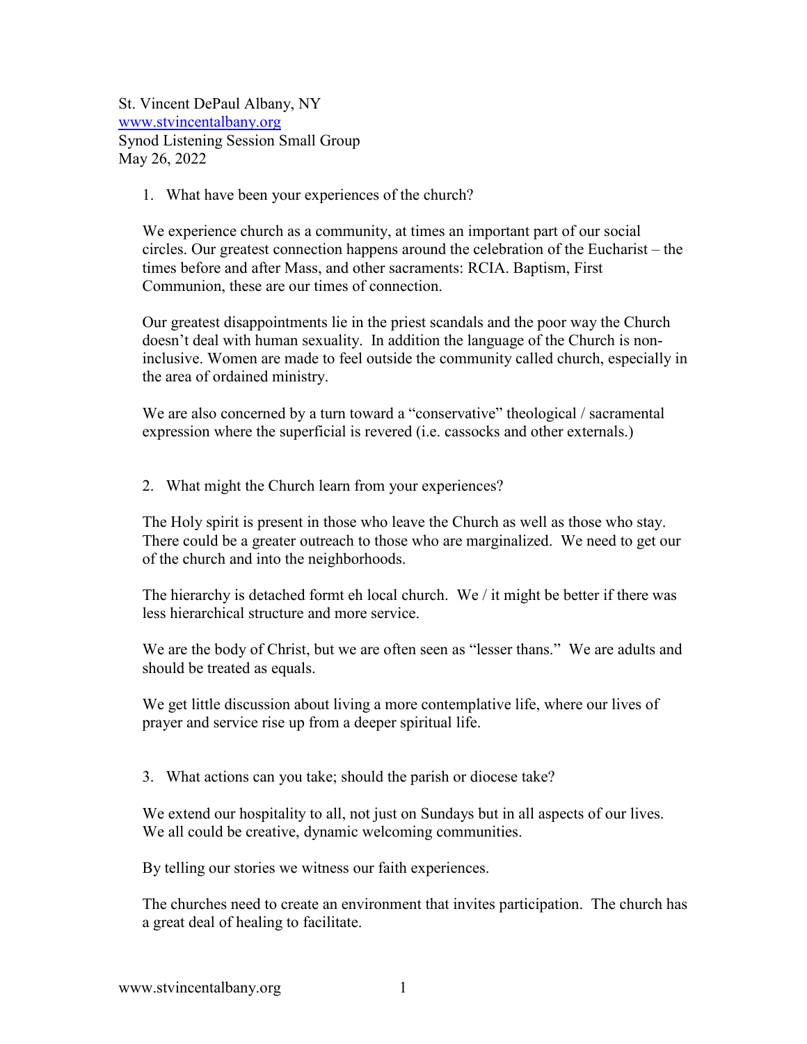St. Vincent DePaul Albany, NY
www.stvincentalbany.org
Synod Listening Session Small Group
May 26, 2022

1. What have been your experiences of the church?

We experience church as a community, at times an important part of our social circles. Our greatest connection happens around the celebration of the Eucharist – the times before and after Mass, and other sacraments: RCIA. Baptism, First Communion, these are our times of connection.

Our greatest disappointments lie in the priest scandals and the poor way the Church doesn't deal with human sexuality. In addition the language of the Church is non-inclusive. Women are made to feel outside the community called church, especially in the area of ordained ministry.

We are also concerned by a turn toward a "conservative" theological / sacramental expression where the superficial is revered (i.e. cassocks and other externals.)

2. What might the Church learn from your experiences?

The Holy spirit is present in those who leave the Church as well as those who stay. There could be a greater outreach to those who are marginalized. We need to get our of the church and into the neighborhoods.

The hierarchy is detached formt eh local church. We / it might be better if there was less hierarchical structure and more service.

We are the body of Christ, but we are often seen as "lesser thans." We are adults and should be treated as equals.

We get little discussion about living a more contemplative life, where our lives of prayer and service rise up from a deeper spiritual life.

3. What actions can you take; should the parish or diocese take?

We extend our hospitality to all, not just on Sundays but in all aspects of our lives. We all could be creative, dynamic welcoming communities.

By telling our stories we witness our faith experiences.

The churches need to create an environment that invites participation. The church has a great deal of healing to facilitate.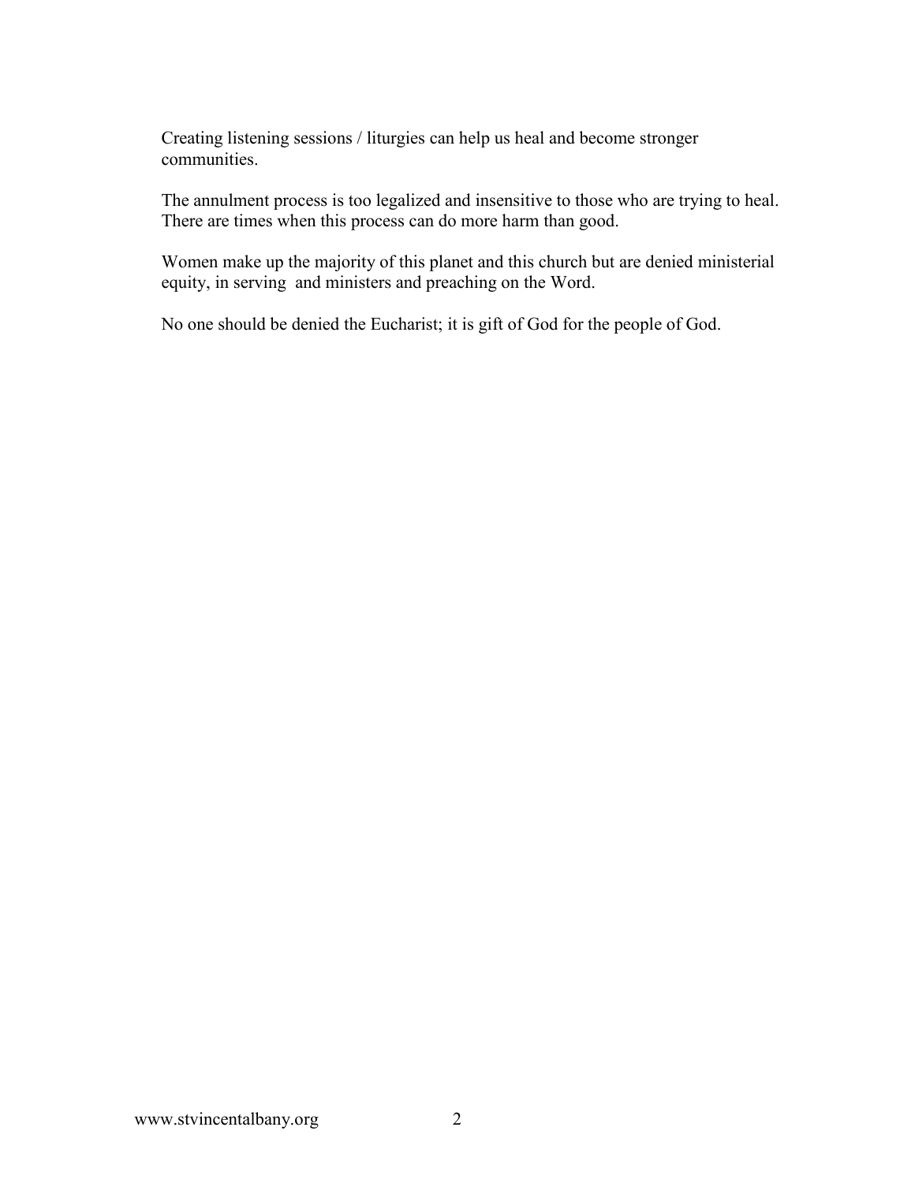Creating listening sessions / liturgies can help us heal and become stronger communities.

The annulment process is too legalized and insensitive to those who are trying to heal. There are times when this process can do more harm than good.

Women make up the majority of this planet and this church but are denied ministerial equity, in serving  and ministers and preaching on the Word.

No one should be denied the Eucharist; it is gift of God for the people of God.